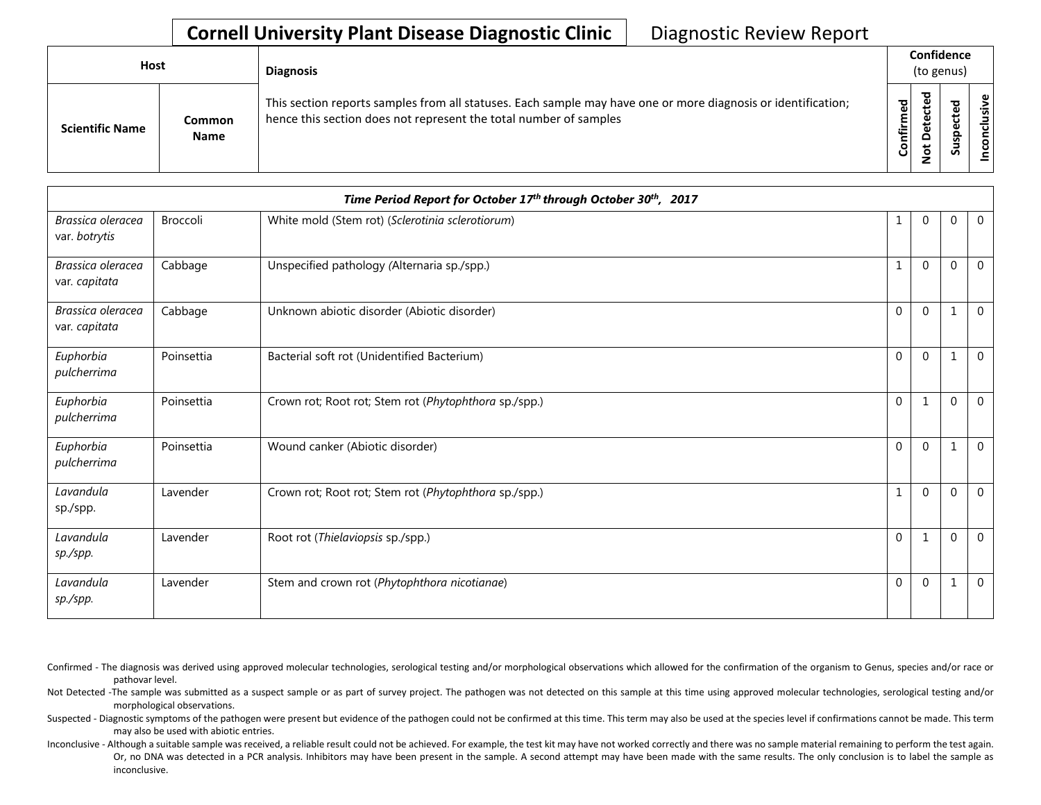# Cornell University Plant Disease Diagnostic Clinic

Diagnostic Review Report

| Host | | Diagnosis | Confidence (to genus) | | | |
|---|---|---|---|---|---|---|
| **Scientific Name** | **Common Name** | This section reports samples from all statuses. Each sample may have one or more diagnosis or identification; hence this section does not represent the total number of samples | **Confirmed** | **Not Detected** | **Suspected** | **Inconclusive** |

***Time Period Report for October 17th through October 30th, 2017***

| Scientific Name | Common Name | Diagnosis | Confirmed | Not Detected | Suspected | Inconclusive |
|---|---|---|---|---|---|---|
| *Brassica oleracea* var. *botrytis* | Broccoli | White mold (Stem rot) (*Sclerotinia sclerotiorum*) | 1 | 0 | 0 | 0 |
| *Brassica oleracea* var. *capitata* | Cabbage | Unspecified pathology (Alternaria sp./spp.) | 1 | 0 | 0 | 0 |
| *Brassica oleracea* var. *capitata* | Cabbage | Unknown abiotic disorder (Abiotic disorder) | 0 | 0 | 1 | 0 |
| *Euphorbia pulcherrima* | Poinsettia | Bacterial soft rot (Unidentified Bacterium) | 0 | 0 | 1 | 0 |
| *Euphorbia pulcherrima* | Poinsettia | Crown rot; Root rot; Stem rot (*Phytophthora* sp./spp.) | 0 | 1 | 0 | 0 |
| *Euphorbia pulcherrima* | Poinsettia | Wound canker (Abiotic disorder) | 0 | 0 | 1 | 0 |
| *Lavandula* sp./spp. | Lavender | Crown rot; Root rot; Stem rot (*Phytophthora* sp./spp.) | 1 | 0 | 0 | 0 |
| *Lavandula sp./spp.* | Lavender | Root rot (*Thielaviopsis* sp./spp.) | 0 | 1 | 0 | 0 |
| *Lavandula sp./spp.* | Lavender | Stem and crown rot (*Phytophthora nicotianae*) | 0 | 0 | 1 | 0 |

Confirmed - The diagnosis was derived using approved molecular technologies, serological testing and/or morphological observations which allowed for the confirmation of the organism to Genus, species and/or race or pathovar level.

Not Detected -The sample was submitted as a suspect sample or as part of survey project. The pathogen was not detected on this sample at this time using approved molecular technologies, serological testing and/or morphological observations.

Suspected - Diagnostic symptoms of the pathogen were present but evidence of the pathogen could not be confirmed at this time. This term may also be used at the species level if confirmations cannot be made. This term may also be used with abiotic entries.

Inconclusive - Although a suitable sample was received, a reliable result could not be achieved. For example, the test kit may have not worked correctly and there was no sample material remaining to perform the test again. Or, no DNA was detected in a PCR analysis. Inhibitors may have been present in the sample. A second attempt may have been made with the same results. The only conclusion is to label the sample as inconclusive.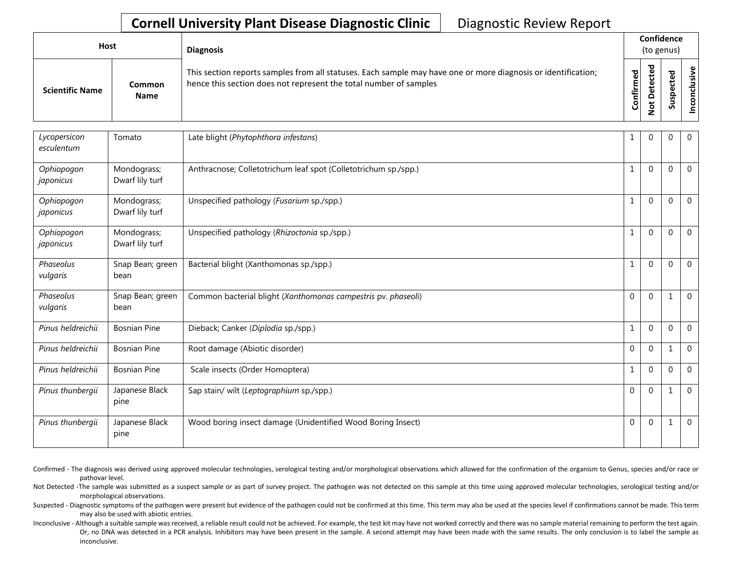# Cornell University Plant Disease Diagnostic Clinic

Diagnostic Review Report

| Host | | Diagnosis | Confidence (to genus) | | | |
|---|---|---|---|---|---|---|
| Scientific Name | Common Name | This section reports samples from all statuses. Each sample may have one or more diagnosis or identification; hence this section does not represent the total number of samples | Confirmed | Not Detected | Suspected | Inconclusive |
| *Lycopersicon esculentum* | Tomato | Late blight (*Phytophthora infestans*) | 1 | 0 | 0 | 0 |
| *Ophiopogon japonicus* | Mondograss; Dwarf lily turf | Anthracnose; Colletotrichum leaf spot (Colletotrichum sp./spp.) | 1 | 0 | 0 | 0 |
| *Ophiopogon japonicus* | Mondograss; Dwarf lily turf | Unspecified pathology (*Fusarium* sp./spp.) | 1 | 0 | 0 | 0 |
| *Ophiopogon japonicus* | Mondograss; Dwarf lily turf | Unspecified pathology (*Rhizoctonia* sp./spp.) | 1 | 0 | 0 | 0 |
| *Phaseolus vulgaris* | Snap Bean; green bean | Bacterial blight (Xanthomonas sp./spp.) | 1 | 0 | 0 | 0 |
| *Phaseolus vulgaris* | Snap Bean; green bean | Common bacterial blight (*Xanthomonas campestris* pv. *phaseoli*) | 0 | 0 | 1 | 0 |
| *Pinus heldreichii* | Bosnian Pine | Dieback; Canker (*Diplodia* sp./spp.) | 1 | 0 | 0 | 0 |
| *Pinus heldreichii* | Bosnian Pine | Root damage (Abiotic disorder) | 0 | 0 | 1 | 0 |
| *Pinus heldreichii* | Bosnian Pine | Scale insects (Order Homoptera) | 1 | 0 | 0 | 0 |
| *Pinus thunbergii* | Japanese Black pine | Sap stain/ wilt (*Leptographium* sp./spp.) | 0 | 0 | 1 | 0 |
| *Pinus thunbergii* | Japanese Black pine | Wood boring insect damage (Unidentified Wood Boring Insect) | 0 | 0 | 1 | 0 |

Confirmed - The diagnosis was derived using approved molecular technologies, serological testing and/or morphological observations which allowed for the confirmation of the organism to Genus, species and/or race or pathovar level.

Not Detected -The sample was submitted as a suspect sample or as part of survey project. The pathogen was not detected on this sample at this time using approved molecular technologies, serological testing and/or morphological observations.

Suspected - Diagnostic symptoms of the pathogen were present but evidence of the pathogen could not be confirmed at this time. This term may also be used at the species level if confirmations cannot be made. This term may also be used with abiotic entries.

Inconclusive - Although a suitable sample was received, a reliable result could not be achieved. For example, the test kit may have not worked correctly and there was no sample material remaining to perform the test again. Or, no DNA was detected in a PCR analysis. Inhibitors may have been present in the sample. A second attempt may have been made with the same results. The only conclusion is to label the sample as inconclusive.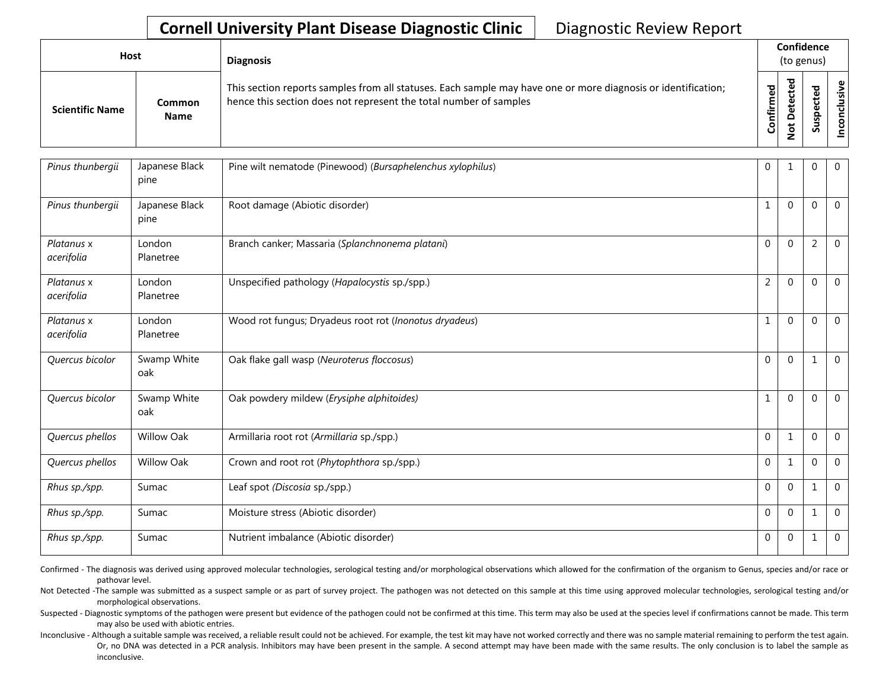**Cornell University Plant Disease Diagnostic Clinic** Diagnostic Review Report

| Host | | Diagnosis | Confidence (to genus) | | | |
|---|---|---|---|---|---|---|
| Scientific Name | Common Name | This section reports samples from all statuses. Each sample may have one or more diagnosis or identification; hence this section does not represent the total number of samples | Confirmed | Not Detected | Suspected | Inconclusive |
| *Pinus thunbergii* | Japanese Black pine | Pine wilt nematode (Pinewood) (*Bursaphelenchus xylophilus*) | 0 | 1 | 0 | 0 |
| *Pinus thunbergii* | Japanese Black pine | Root damage (Abiotic disorder) | 1 | 0 | 0 | 0 |
| *Platanus* x *acerifolia* | London Planetree | Branch canker; Massaria (*Splanchnonema platani*) | 0 | 0 | 2 | 0 |
| *Platanus* x *acerifolia* | London Planetree | Unspecified pathology (*Hapalocystis* sp./spp.) | 2 | 0 | 0 | 0 |
| *Platanus* x *acerifolia* | London Planetree | Wood rot fungus; Dryadeus root rot (*Inonotus dryadeus*) | 1 | 0 | 0 | 0 |
| *Quercus bicolor* | Swamp White oak | Oak flake gall wasp (*Neuroterus floccosus*) | 0 | 0 | 1 | 0 |
| *Quercus bicolor* | Swamp White oak | Oak powdery mildew (*Erysiphe alphitoides)* | 1 | 0 | 0 | 0 |
| *Quercus phellos* | Willow Oak | Armillaria root rot (*Armillaria* sp./spp.) | 0 | 1 | 0 | 0 |
| *Quercus phellos* | Willow Oak | Crown and root rot (*Phytophthora* sp./spp.) | 0 | 1 | 0 | 0 |
| *Rhus sp./spp.* | Sumac | Leaf spot *(Discosia* sp./spp.) | 0 | 0 | 1 | 0 |
| *Rhus sp./spp.* | Sumac | Moisture stress (Abiotic disorder) | 0 | 0 | 1 | 0 |
| *Rhus sp./spp.* | Sumac | Nutrient imbalance (Abiotic disorder) | 0 | 0 | 1 | 0 |

Confirmed - The diagnosis was derived using approved molecular technologies, serological testing and/or morphological observations which allowed for the confirmation of the organism to Genus, species and/or race or pathovar level.

Not Detected -The sample was submitted as a suspect sample or as part of survey project. The pathogen was not detected on this sample at this time using approved molecular technologies, serological testing and/or morphological observations.

Suspected - Diagnostic symptoms of the pathogen were present but evidence of the pathogen could not be confirmed at this time. This term may also be used at the species level if confirmations cannot be made. This term may also be used with abiotic entries.

Inconclusive - Although a suitable sample was received, a reliable result could not be achieved. For example, the test kit may have not worked correctly and there was no sample material remaining to perform the test again. Or, no DNA was detected in a PCR analysis. Inhibitors may have been present in the sample. A second attempt may have been made with the same results. The only conclusion is to label the sample as inconclusive.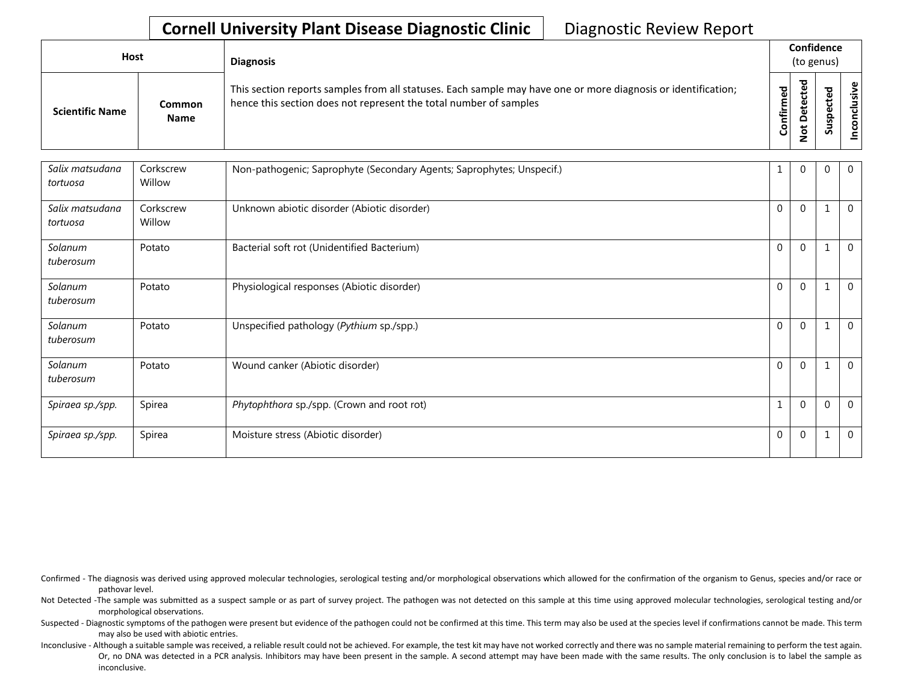# Cornell University Plant Disease Diagnostic Clinic — Diagnostic Review Report

| Host | | Diagnosis | Confidence (to genus) | | | |
|---|---|---|---|---|---|---|
| Scientific Name | Common Name | This section reports samples from all statuses. Each sample may have one or more diagnosis or identification; hence this section does not represent the total number of samples | Confirmed | Not Detected | Suspected | Inconclusive |
| *Salix matsudana tortuosa* | Corkscrew Willow | Non-pathogenic; Saprophyte (Secondary Agents; Saprophytes; Unspecif.) | 1 | 0 | 0 | 0 |
| *Salix matsudana tortuosa* | Corkscrew Willow | Unknown abiotic disorder (Abiotic disorder) | 0 | 0 | 1 | 0 |
| *Solanum tuberosum* | Potato | Bacterial soft rot (Unidentified Bacterium) | 0 | 0 | 1 | 0 |
| *Solanum tuberosum* | Potato | Physiological responses (Abiotic disorder) | 0 | 0 | 1 | 0 |
| *Solanum tuberosum* | Potato | Unspecified pathology (*Pythium* sp./spp.) | 0 | 0 | 1 | 0 |
| *Solanum tuberosum* | Potato | Wound canker (Abiotic disorder) | 0 | 0 | 1 | 0 |
| *Spiraea sp./spp.* | Spirea | *Phytophthora* sp./spp. (Crown and root rot) | 1 | 0 | 0 | 0 |
| *Spiraea sp./spp.* | Spirea | Moisture stress (Abiotic disorder) | 0 | 0 | 1 | 0 |

Confirmed - The diagnosis was derived using approved molecular technologies, serological testing and/or morphological observations which allowed for the confirmation of the organism to Genus, species and/or race or pathovar level.

Not Detected -The sample was submitted as a suspect sample or as part of survey project. The pathogen was not detected on this sample at this time using approved molecular technologies, serological testing and/or morphological observations.

Suspected - Diagnostic symptoms of the pathogen were present but evidence of the pathogen could not be confirmed at this time. This term may also be used at the species level if confirmations cannot be made. This term may also be used with abiotic entries.

Inconclusive - Although a suitable sample was received, a reliable result could not be achieved. For example, the test kit may have not worked correctly and there was no sample material remaining to perform the test again. Or, no DNA was detected in a PCR analysis. Inhibitors may have been present in the sample. A second attempt may have been made with the same results. The only conclusion is to label the sample as inconclusive.